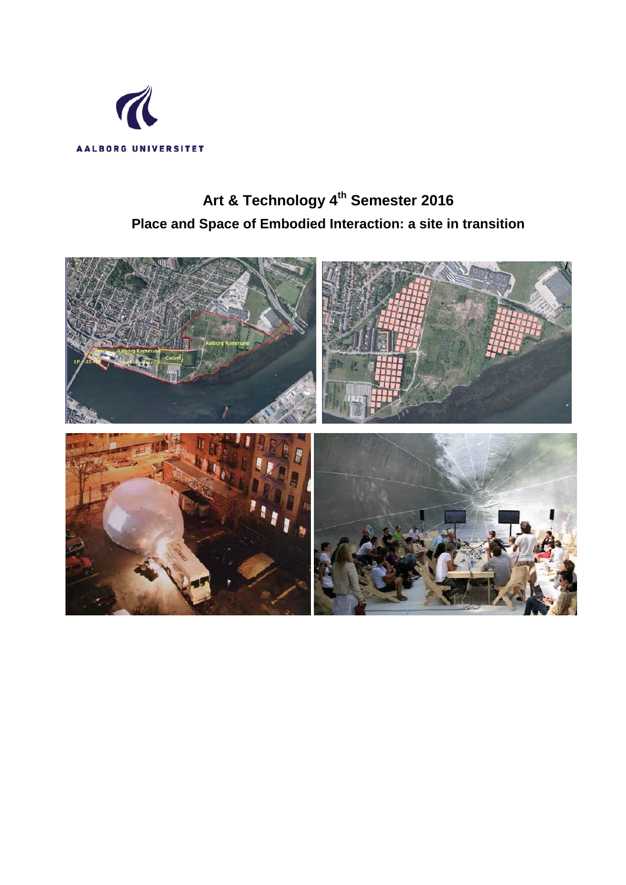AALBORG UNIVERSITET

# Art & Technology 4th Semester 2016

## Place and Space of Embodied Interaction: a site in transition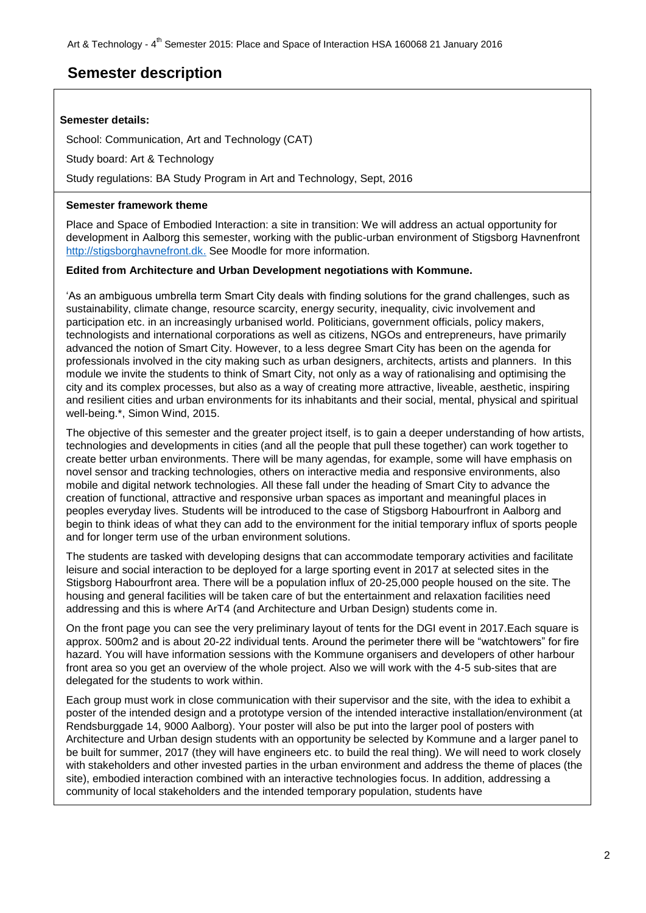# Semester description

**Semester details:**

School: Communication, Art and Technology (CAT)

Study board: Art & Technology

Study regulations: BA Study Program in Art and Technology, Sept, 2016

**Semester framework theme**

Place and Space of Embodied Interaction: a site in transition: We will address an actual opportunity for development in Aalborg this semester, working with the public-urban environment of Stigsborg Havnenfront http://stigsborghavnefront.dk. See Moodle for more information.

**Edited from Architecture and Urban Development negotiations with Kommune.**

'As an ambiguous umbrella term Smart City deals with finding solutions for the grand challenges, such as sustainability, climate change, resource scarcity, energy security, inequality, civic involvement and participation etc. in an increasingly urbanised world. Politicians, government officials, policy makers, technologists and international corporations as well as citizens, NGOs and entrepreneurs, have primarily advanced the notion of Smart City. However, to a less degree Smart City has been on the agenda for professionals involved in the city making such as urban designers, architects, artists and planners. In this module we invite the students to think of Smart City, not only as a way of rationalising and optimising the city and its complex processes, but also as a way of creating more attractive, liveable, aesthetic, inspiring and resilient cities and urban environments for its inhabitants and their social, mental, physical and spiritual well-being.*, Simon Wind, 2015.

The objective of this semester and the greater project itself, is to gain a deeper understanding of how artists, technologies and developments in cities (and all the people that pull these together) can work together to create better urban environments. There will be many agendas, for example, some will have emphasis on novel sensor and tracking technologies, others on interactive media and responsive environments, also mobile and digital network technologies. All these fall under the heading of Smart City to advance the creation of functional, attractive and responsive urban spaces as important and meaningful places in peoples everyday lives. Students will be introduced to the case of Stigsborg Habourfront in Aalborg and begin to think ideas of what they can add to the environment for the initial temporary influx of sports people and for longer term use of the urban environment solutions.

The students are tasked with developing designs that can accommodate temporary activities and facilitate leisure and social interaction to be deployed for a large sporting event in 2017 at selected sites in the Stigsborg Habourfront area. There will be a population influx of 20-25,000 people housed on the site. The housing and general facilities will be taken care of but the entertainment and relaxation facilities need addressing and this is where ArT4 (and Architecture and Urban Design) students come in.

On the front page you can see the very preliminary layout of tents for the DGI event in 2017.Each square is approx. 500m2 and is about 20-22 individual tents. Around the perimeter there will be "watchtowers" for fire hazard. You will have information sessions with the Kommune organisers and developers of other harbour front area so you get an overview of the whole project. Also we will work with the 4-5 sub-sites that are delegated for the students to work within.

Each group must work in close communication with their supervisor and the site, with the idea to exhibit a poster of the intended design and a prototype version of the intended interactive installation/environment (at Rendsburggade 14, 9000 Aalborg). Your poster will also be put into the larger pool of posters with Architecture and Urban design students with an opportunity be selected by Kommune and a larger panel to be built for summer, 2017 (they will have engineers etc. to build the real thing). We will need to work closely with stakeholders and other invested parties in the urban environment and address the theme of places (the site), embodied interaction combined with an interactive technologies focus. In addition, addressing a community of local stakeholders and the intended temporary population, students have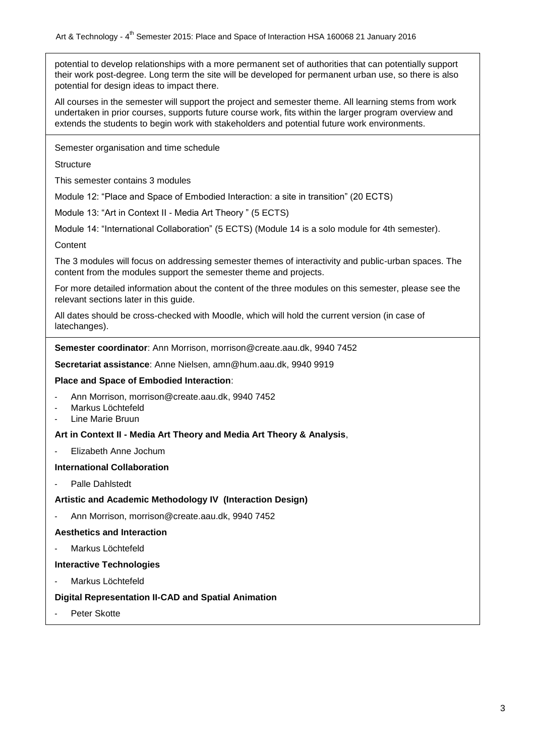potential to develop relationships with a more permanent set of authorities that can potentially support their work post-degree. Long term the site will be developed for permanent urban use, so there is also potential for design ideas to impact there.

All courses in the semester will support the project and semester theme. All learning stems from work undertaken in prior courses, supports future course work, fits within the larger program overview and extends the students to begin work with stakeholders and potential future work environments.

Semester organisation and time schedule

Structure

This semester contains 3 modules

Module 12: "Place and Space of Embodied Interaction: a site in transition" (20 ECTS)

Module 13: "Art in Context II - Media Art Theory " (5 ECTS)

Module 14: "International Collaboration" (5 ECTS) (Module 14 is a solo module for 4th semester).

Content

The 3 modules will focus on addressing semester themes of interactivity and public-urban spaces. The content from the modules support the semester theme and projects.

For more detailed information about the content of the three modules on this semester, please see the relevant sections later in this guide.

All dates should be cross-checked with Moodle, which will hold the current version (in case of latechanges).

**Semester coordinator**: Ann Morrison, morrison@create.aau.dk, 9940 7452

**Secretariat assistance**: Anne Nielsen, amn@hum.aau.dk, 9940 9919

**Place and Space of Embodied Interaction**:

- Ann Morrison, morrison@create.aau.dk, 9940 7452
- Markus Löchtefeld
- Line Marie Bruun

**Art in Context II - Media Art Theory and Media Art Theory & Analysis**,

- Elizabeth Anne Jochum

**International Collaboration**

- Palle Dahlstedt

**Artistic and Academic Methodology IV (Interaction Design)**

- Ann Morrison, morrison@create.aau.dk, 9940 7452

**Aesthetics and Interaction**

- Markus Löchtefeld

**Interactive Technologies**

- Markus Löchtefeld

**Digital Representation II-CAD and Spatial Animation**

- Peter Skotte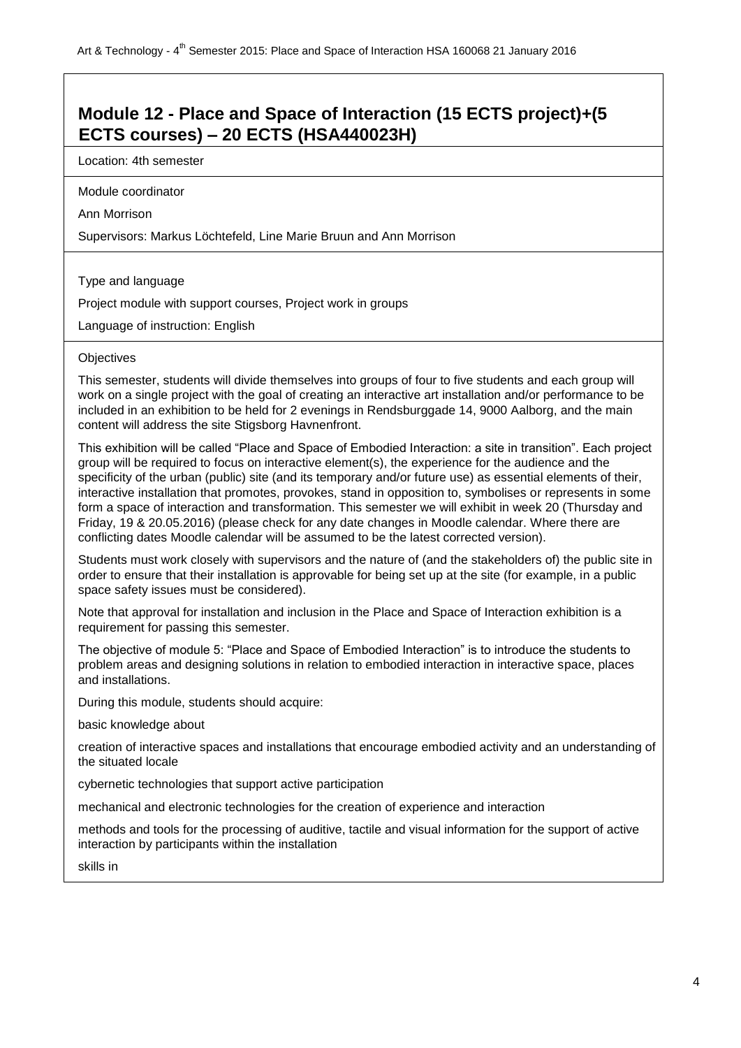## Module 12 - Place and Space of Interaction (15 ECTS project)+(5 ECTS courses) – 20 ECTS (HSA440023H)

Location: 4th semester

Module coordinator

Ann Morrison

Supervisors: Markus Löchtefeld, Line Marie Bruun and Ann Morrison

Type and language

Project module with support courses, Project work in groups

Language of instruction: English

Objectives

This semester, students will divide themselves into groups of four to five students and each group will work on a single project with the goal of creating an interactive art installation and/or performance to be included in an exhibition to be held for 2 evenings in Rendsburggade 14, 9000 Aalborg, and the main content will address the site Stigsborg Havnenfront.

This exhibition will be called "Place and Space of Embodied Interaction: a site in transition". Each project group will be required to focus on interactive element(s), the experience for the audience and the specificity of the urban (public) site (and its temporary and/or future use) as essential elements of their, interactive installation that promotes, provokes, stand in opposition to, symbolises or represents in some form a space of interaction and transformation. This semester we will exhibit in week 20 (Thursday and Friday, 19 & 20.05.2016) (please check for any date changes in Moodle calendar. Where there are conflicting dates Moodle calendar will be assumed to be the latest corrected version).

Students must work closely with supervisors and the nature of (and the stakeholders of) the public site in order to ensure that their installation is approvable for being set up at the site (for example, in a public space safety issues must be considered).

Note that approval for installation and inclusion in the Place and Space of Interaction exhibition is a requirement for passing this semester.

The objective of module 5: "Place and Space of Embodied Interaction" is to introduce the students to problem areas and designing solutions in relation to embodied interaction in interactive space, places and installations.

During this module, students should acquire:

basic knowledge about

creation of interactive spaces and installations that encourage embodied activity and an understanding of the situated locale

cybernetic technologies that support active participation

mechanical and electronic technologies for the creation of experience and interaction

methods and tools for the processing of auditive, tactile and visual information for the support of active interaction by participants within the installation

skills in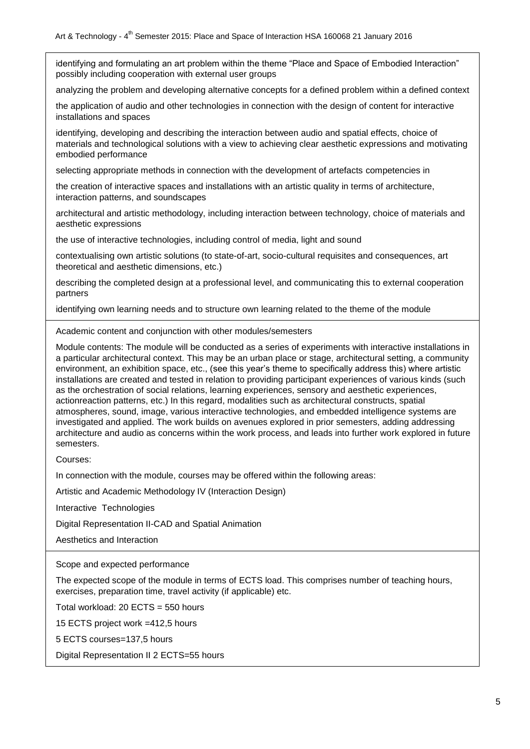identifying and formulating an art problem within the theme "Place and Space of Embodied Interaction" possibly including cooperation with external user groups

analyzing the problem and developing alternative concepts for a defined problem within a defined context

the application of audio and other technologies in connection with the design of content for interactive installations and spaces

identifying, developing and describing the interaction between audio and spatial effects, choice of materials and technological solutions with a view to achieving clear aesthetic expressions and motivating embodied performance

selecting appropriate methods in connection with the development of artefacts competencies in

the creation of interactive spaces and installations with an artistic quality in terms of architecture, interaction patterns, and soundscapes

architectural and artistic methodology, including interaction between technology, choice of materials and aesthetic expressions

the use of interactive technologies, including control of media, light and sound

contextualising own artistic solutions (to state-of-art, socio-cultural requisites and consequences, art theoretical and aesthetic dimensions, etc.)

describing the completed design at a professional level, and communicating this to external cooperation partners

identifying own learning needs and to structure own learning related to the theme of the module

Academic content and conjunction with other modules/semesters

Module contents: The module will be conducted as a series of experiments with interactive installations in a particular architectural context. This may be an urban place or stage, architectural setting, a community environment, an exhibition space, etc., (see this year's theme to specifically address this) where artistic installations are created and tested in relation to providing participant experiences of various kinds (such as the orchestration of social relations, learning experiences, sensory and aesthetic experiences, actionreaction patterns, etc.) In this regard, modalities such as architectural constructs, spatial atmospheres, sound, image, various interactive technologies, and embedded intelligence systems are investigated and applied. The work builds on avenues explored in prior semesters, adding addressing architecture and audio as concerns within the work process, and leads into further work explored in future semesters.

Courses:

In connection with the module, courses may be offered within the following areas:

Artistic and Academic Methodology IV (Interaction Design)

Interactive Technologies

Digital Representation II-CAD and Spatial Animation

Aesthetics and Interaction

Scope and expected performance

The expected scope of the module in terms of ECTS load. This comprises number of teaching hours, exercises, preparation time, travel activity (if applicable) etc.

Total workload: 20 ECTS = 550 hours

15 ECTS project work =412,5 hours

5 ECTS courses=137,5 hours

Digital Representation II 2 ECTS=55 hours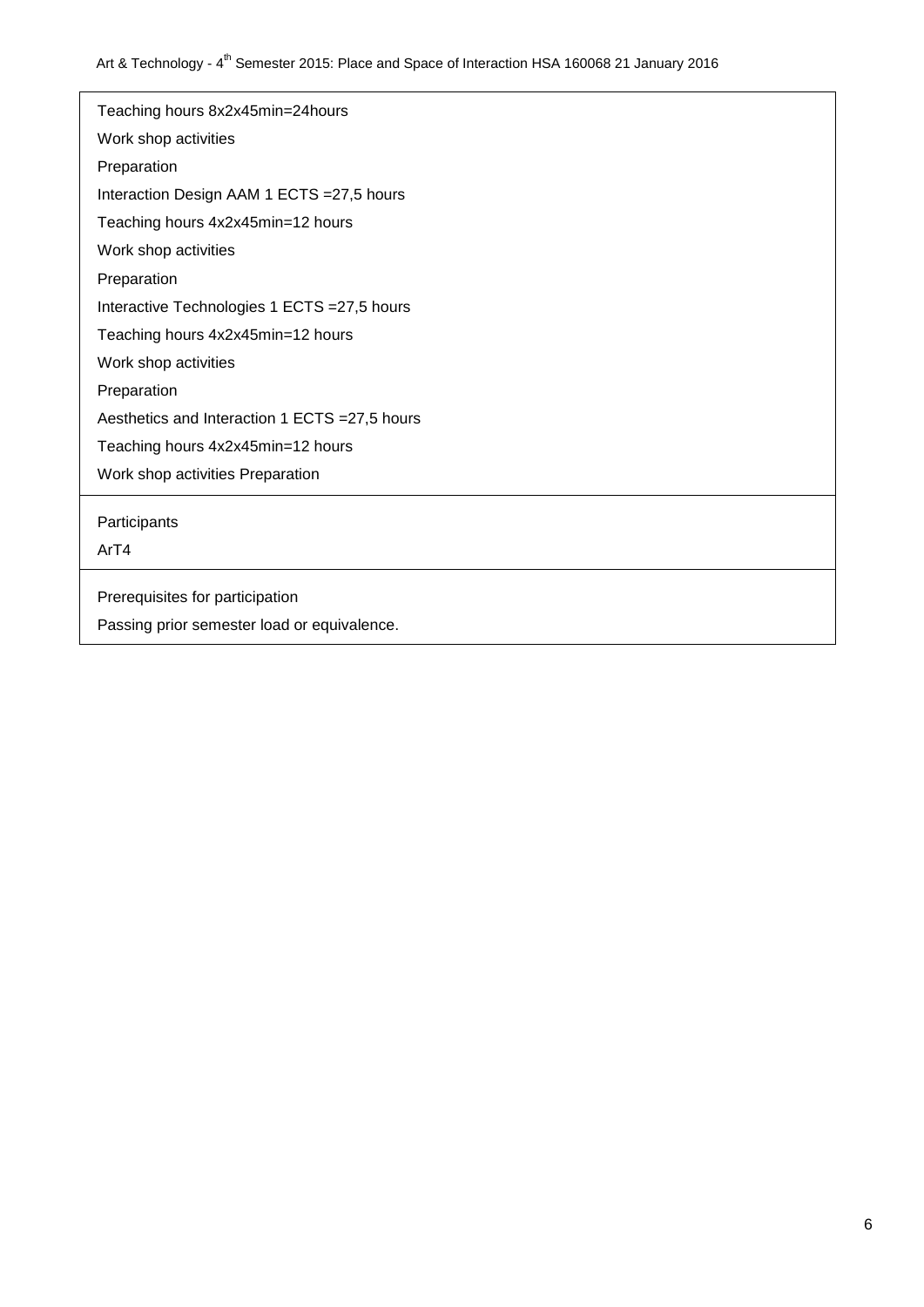Teaching hours 8x2x45min=24hours

Work shop activities

Preparation

Interaction Design AAM 1 ECTS =27,5 hours

Teaching hours 4x2x45min=12 hours

Work shop activities

Preparation

Interactive Technologies 1 ECTS =27,5 hours

Teaching hours 4x2x45min=12 hours

Work shop activities

Preparation

Aesthetics and Interaction 1 ECTS =27,5 hours

Teaching hours 4x2x45min=12 hours

Work shop activities Preparation

Participants

ArT4

Prerequisites for participation

Passing prior semester load or equivalence.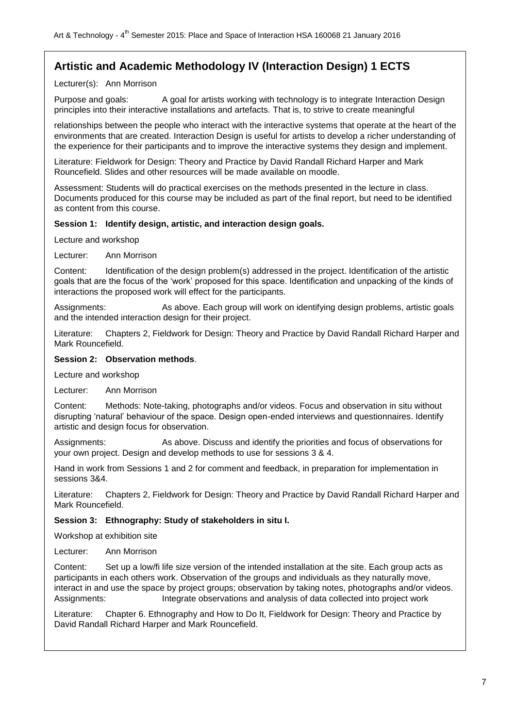## Artistic and Academic Methodology IV (Interaction Design) 1 ECTS

Lecturer(s): Ann Morrison

Purpose and goals: A goal for artists working with technology is to integrate Interaction Design principles into their interactive installations and artefacts. That is, to strive to create meaningful relationships between the people who interact with the interactive systems that operate at the heart of the environments that are created. Interaction Design is useful for artists to develop a richer understanding of the experience for their participants and to improve the interactive systems they design and implement.

Literature: Fieldwork for Design: Theory and Practice by David Randall Richard Harper and Mark Rouncefield. Slides and other resources will be made available on moodle.

Assessment: Students will do practical exercises on the methods presented in the lecture in class. Documents produced for this course may be included as part of the final report, but need to be identified as content from this course.

**Session 1: Identify design, artistic, and interaction design goals.**

Lecture and workshop

Lecturer: Ann Morrison

Content: Identification of the design problem(s) addressed in the project. Identification of the artistic goals that are the focus of the 'work' proposed for this space. Identification and unpacking of the kinds of interactions the proposed work will effect for the participants.

Assignments: As above. Each group will work on identifying design problems, artistic goals and the intended interaction design for their project.

Literature: Chapters 2, Fieldwork for Design: Theory and Practice by David Randall Richard Harper and Mark Rouncefield.

**Session 2: Observation methods**.

Lecture and workshop

Lecturer: Ann Morrison

Content: Methods: Note-taking, photographs and/or videos. Focus and observation in situ without disrupting 'natural' behaviour of the space. Design open-ended interviews and questionnaires. Identify artistic and design focus for observation.

Assignments: As above. Discuss and identify the priorities and focus of observations for your own project. Design and develop methods to use for sessions 3 & 4.

Hand in work from Sessions 1 and 2 for comment and feedback, in preparation for implementation in sessions 3&4.

Literature: Chapters 2, Fieldwork for Design: Theory and Practice by David Randall Richard Harper and Mark Rouncefield.

**Session 3: Ethnography: Study of stakeholders in situ I.**

Workshop at exhibition site

Lecturer: Ann Morrison

Content: Set up a low/fi life size version of the intended installation at the site. Each group acts as participants in each others work. Observation of the groups and individuals as they naturally move, interact in and use the space by project groups; observation by taking notes, photographs and/or videos.

Assignments: Integrate observations and analysis of data collected into project work

Literature: Chapter 6. Ethnography and How to Do It, Fieldwork for Design: Theory and Practice by David Randall Richard Harper and Mark Rouncefield.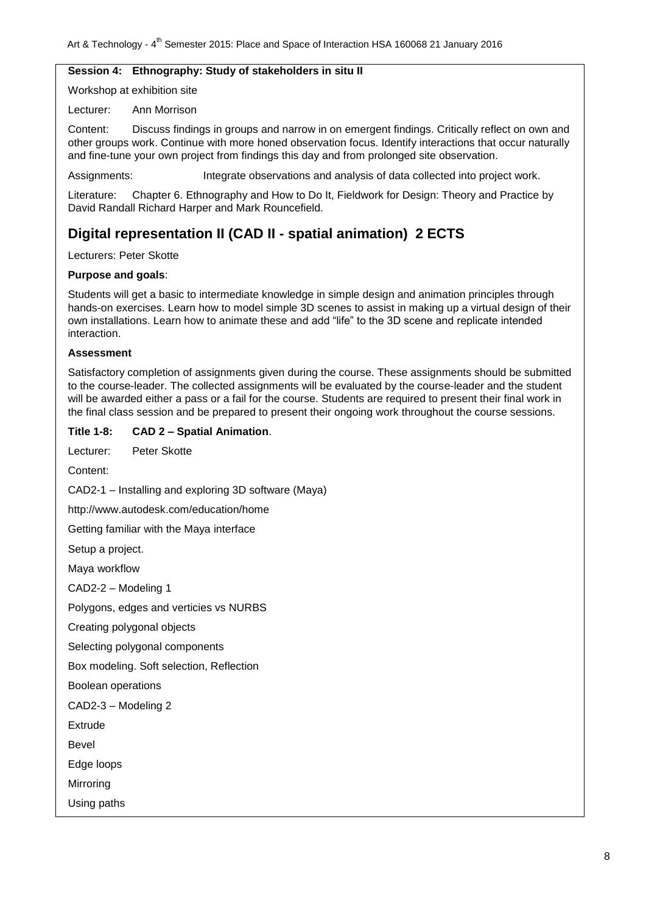**Session 4: Ethnography: Study of stakeholders in situ II**

Workshop at exhibition site

Lecturer: Ann Morrison

Content: Discuss findings in groups and narrow in on emergent findings. Critically reflect on own and other groups work. Continue with more honed observation focus. Identify interactions that occur naturally and fine-tune your own project from findings this day and from prolonged site observation.

Assignments: Integrate observations and analysis of data collected into project work.

Literature: Chapter 6. Ethnography and How to Do It, Fieldwork for Design: Theory and Practice by David Randall Richard Harper and Mark Rouncefield.

## Digital representation II (CAD II - spatial animation) 2 ECTS

Lecturers: Peter Skotte

**Purpose and goals**:

Students will get a basic to intermediate knowledge in simple design and animation principles through hands-on exercises. Learn how to model simple 3D scenes to assist in making up a virtual design of their own installations. Learn how to animate these and add "life" to the 3D scene and replicate intended interaction.

**Assessment**

Satisfactory completion of assignments given during the course. These assignments should be submitted to the course-leader. The collected assignments will be evaluated by the course-leader and the student will be awarded either a pass or a fail for the course. Students are required to present their final work in the final class session and be prepared to present their ongoing work throughout the course sessions.

**Title 1-8: CAD 2 – Spatial Animation**.

Lecturer: Peter Skotte

Content:

CAD2-1 – Installing and exploring 3D software (Maya)

http://www.autodesk.com/education/home

Getting familiar with the Maya interface

Setup a project.

Maya workflow

CAD2-2 – Modeling 1

Polygons, edges and verticies vs NURBS

Creating polygonal objects

Selecting polygonal components

Box modeling. Soft selection, Reflection

Boolean operations

CAD2-3 – Modeling 2

Extrude

Bevel

Edge loops

Mirroring

Using paths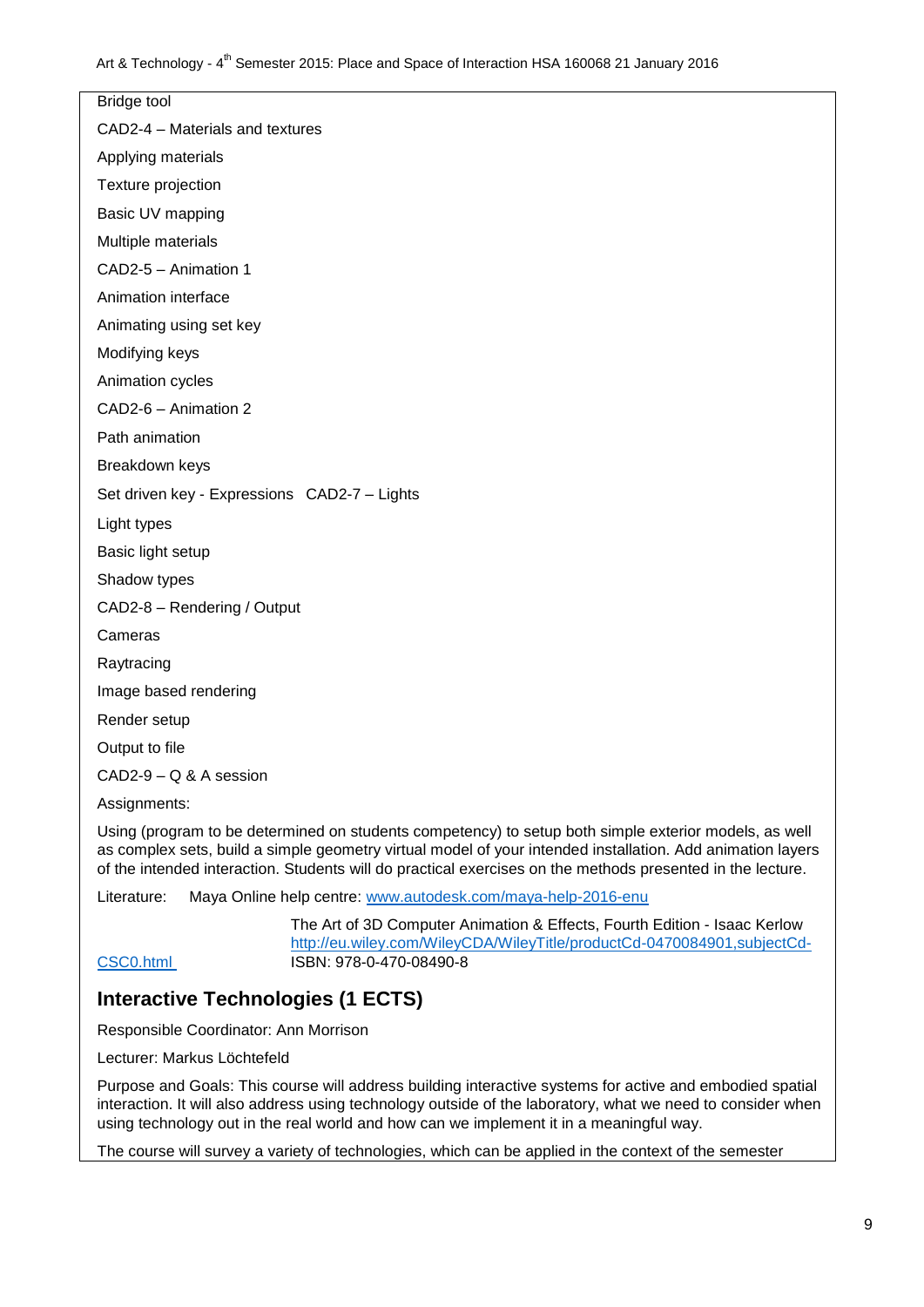Bridge tool

CAD2-4 – Materials and textures

Applying materials

Texture projection

Basic UV mapping

Multiple materials

CAD2-5 – Animation 1

Animation interface

Animating using set key

Modifying keys

Animation cycles

CAD2-6 – Animation 2

Path animation

Breakdown keys

Set driven key - Expressions   CAD2-7 – Lights

Light types

Basic light setup

Shadow types

CAD2-8 – Rendering / Output

Cameras

Raytracing

Image based rendering

Render setup

Output to file

CAD2-9 – Q & A session

Assignments:

Using (program to be determined on students competency) to setup both simple exterior models, as well as complex sets, build a simple geometry virtual model of your intended installation. Add animation layers of the intended interaction. Students will do practical exercises on the methods presented in the lecture.

Literature: Maya Online help centre: www.autodesk.com/maya-help-2016-enu

The Art of 3D Computer Animation & Effects, Fourth Edition - Isaac Kerlow
http://eu.wiley.com/WileyCDA/WileyTitle/productCd-0470084901,subjectCd-CSC0.html
ISBN: 978-0-470-08490-8

## Interactive Technologies (1 ECTS)

Responsible Coordinator: Ann Morrison

Lecturer: Markus Löchtefeld

Purpose and Goals: This course will address building interactive systems for active and embodied spatial interaction. It will also address using technology outside of the laboratory, what we need to consider when using technology out in the real world and how can we implement it in a meaningful way.

The course will survey a variety of technologies, which can be applied in the context of the semester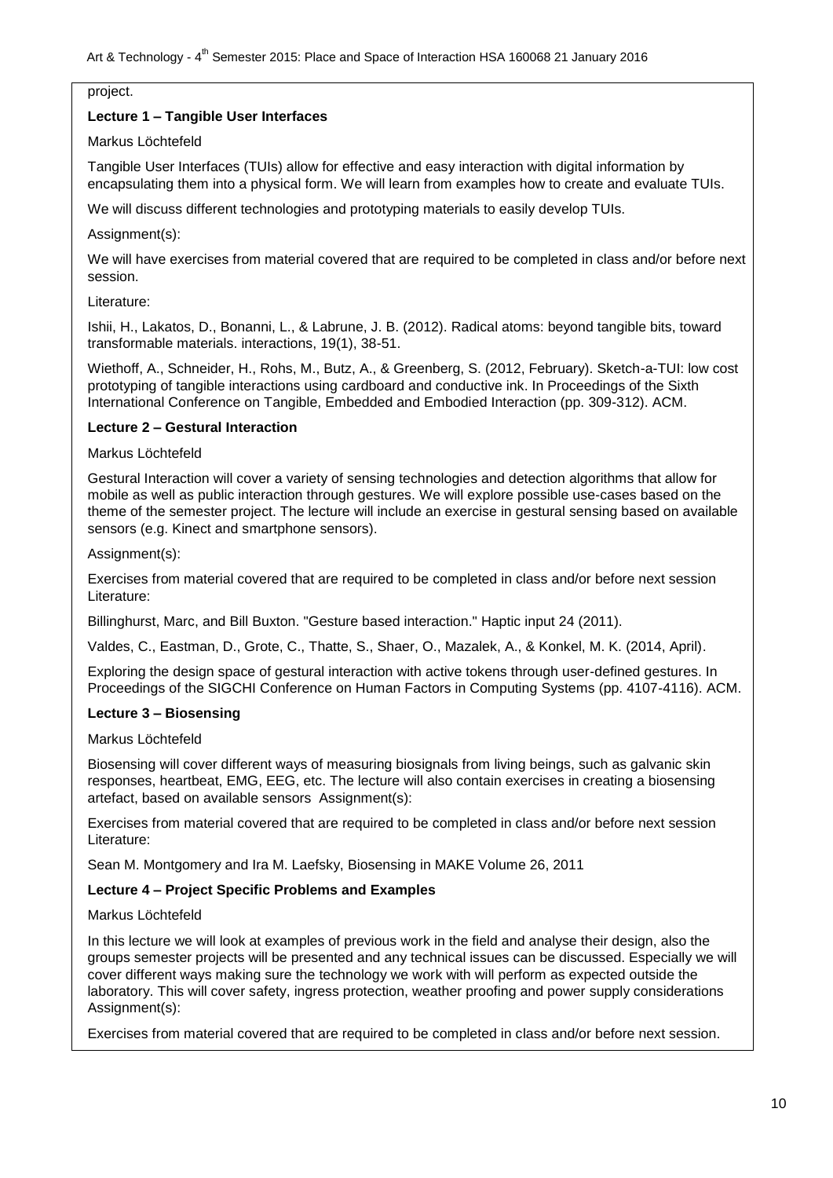project.

**Lecture 1 – Tangible User Interfaces**

Markus Löchtefeld

Tangible User Interfaces (TUIs) allow for effective and easy interaction with digital information by encapsulating them into a physical form. We will learn from examples how to create and evaluate TUIs.

We will discuss different technologies and prototyping materials to easily develop TUIs.

Assignment(s):

We will have exercises from material covered that are required to be completed in class and/or before next session.

Literature:

Ishii, H., Lakatos, D., Bonanni, L., & Labrune, J. B. (2012). Radical atoms: beyond tangible bits, toward transformable materials. interactions, 19(1), 38-51.

Wiethoff, A., Schneider, H., Rohs, M., Butz, A., & Greenberg, S. (2012, February). Sketch-a-TUI: low cost prototyping of tangible interactions using cardboard and conductive ink. In Proceedings of the Sixth International Conference on Tangible, Embedded and Embodied Interaction (pp. 309-312). ACM.

**Lecture 2 – Gestural Interaction**

Markus Löchtefeld

Gestural Interaction will cover a variety of sensing technologies and detection algorithms that allow for mobile as well as public interaction through gestures. We will explore possible use-cases based on the theme of the semester project. The lecture will include an exercise in gestural sensing based on available sensors (e.g. Kinect and smartphone sensors).

Assignment(s):

Exercises from material covered that are required to be completed in class and/or before next session
Literature:

Billinghurst, Marc, and Bill Buxton. "Gesture based interaction." Haptic input 24 (2011).

Valdes, C., Eastman, D., Grote, C., Thatte, S., Shaer, O., Mazalek, A., & Konkel, M. K. (2014, April).

Exploring the design space of gestural interaction with active tokens through user-defined gestures. In Proceedings of the SIGCHI Conference on Human Factors in Computing Systems (pp. 4107-4116). ACM.

**Lecture 3 – Biosensing**

Markus Löchtefeld

Biosensing will cover different ways of measuring biosignals from living beings, such as galvanic skin responses, heartbeat, EMG, EEG, etc. The lecture will also contain exercises in creating a biosensing artefact, based on available sensors Assignment(s):

Exercises from material covered that are required to be completed in class and/or before next session
Literature:

Sean M. Montgomery and Ira M. Laefsky, Biosensing in MAKE Volume 26, 2011

**Lecture 4 – Project Specific Problems and Examples**

Markus Löchtefeld

In this lecture we will look at examples of previous work in the field and analyse their design, also the groups semester projects will be presented and any technical issues can be discussed. Especially we will cover different ways making sure the technology we work with will perform as expected outside the laboratory. This will cover safety, ingress protection, weather proofing and power supply considerations
Assignment(s):

Exercises from material covered that are required to be completed in class and/or before next session.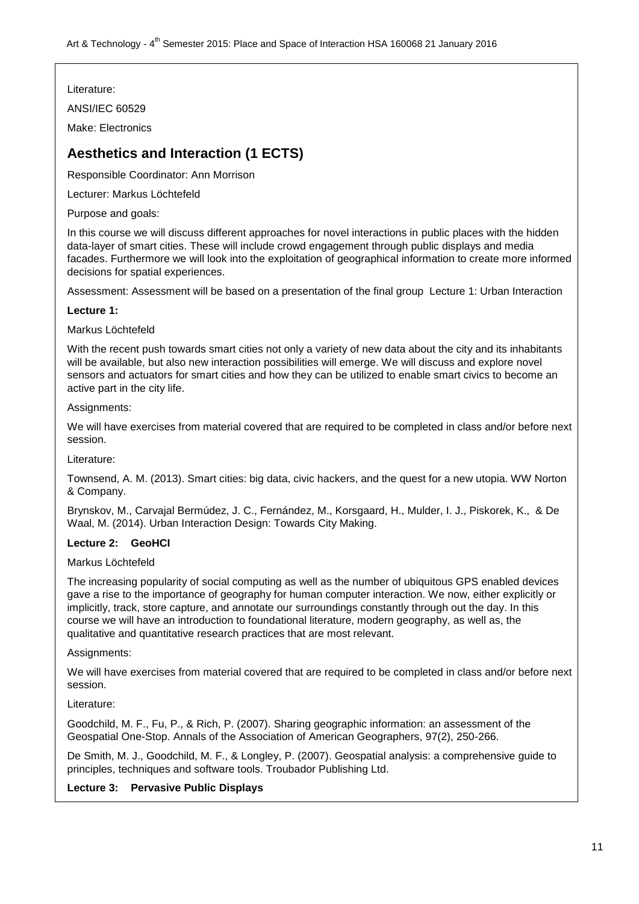Literature:

ANSI/IEC 60529

Make: Electronics

## Aesthetics and Interaction (1 ECTS)

Responsible Coordinator: Ann Morrison

Lecturer: Markus Löchtefeld

Purpose and goals:

In this course we will discuss different approaches for novel interactions in public places with the hidden data-layer of smart cities. These will include crowd engagement through public displays and media facades. Furthermore we will look into the exploitation of geographical information to create more informed decisions for spatial experiences.

Assessment: Assessment will be based on a presentation of the final group Lecture 1: Urban Interaction

**Lecture 1:**

Markus Löchtefeld

With the recent push towards smart cities not only a variety of new data about the city and its inhabitants will be available, but also new interaction possibilities will emerge. We will discuss and explore novel sensors and actuators for smart cities and how they can be utilized to enable smart civics to become an active part in the city life.

Assignments:

We will have exercises from material covered that are required to be completed in class and/or before next session.

Literature:

Townsend, A. M. (2013). Smart cities: big data, civic hackers, and the quest for a new utopia. WW Norton & Company.

Brynskov, M., Carvajal Bermúdez, J. C., Fernández, M., Korsgaard, H., Mulder, I. J., Piskorek, K., & De Waal, M. (2014). Urban Interaction Design: Towards City Making.

**Lecture 2: GeoHCI**

Markus Löchtefeld

The increasing popularity of social computing as well as the number of ubiquitous GPS enabled devices gave a rise to the importance of geography for human computer interaction. We now, either explicitly or implicitly, track, store capture, and annotate our surroundings constantly through out the day. In this course we will have an introduction to foundational literature, modern geography, as well as, the qualitative and quantitative research practices that are most relevant.

Assignments:

We will have exercises from material covered that are required to be completed in class and/or before next session.

Literature:

Goodchild, M. F., Fu, P., & Rich, P. (2007). Sharing geographic information: an assessment of the Geospatial One-Stop. Annals of the Association of American Geographers, 97(2), 250-266.

De Smith, M. J., Goodchild, M. F., & Longley, P. (2007). Geospatial analysis: a comprehensive guide to principles, techniques and software tools. Troubador Publishing Ltd.

**Lecture 3: Pervasive Public Displays**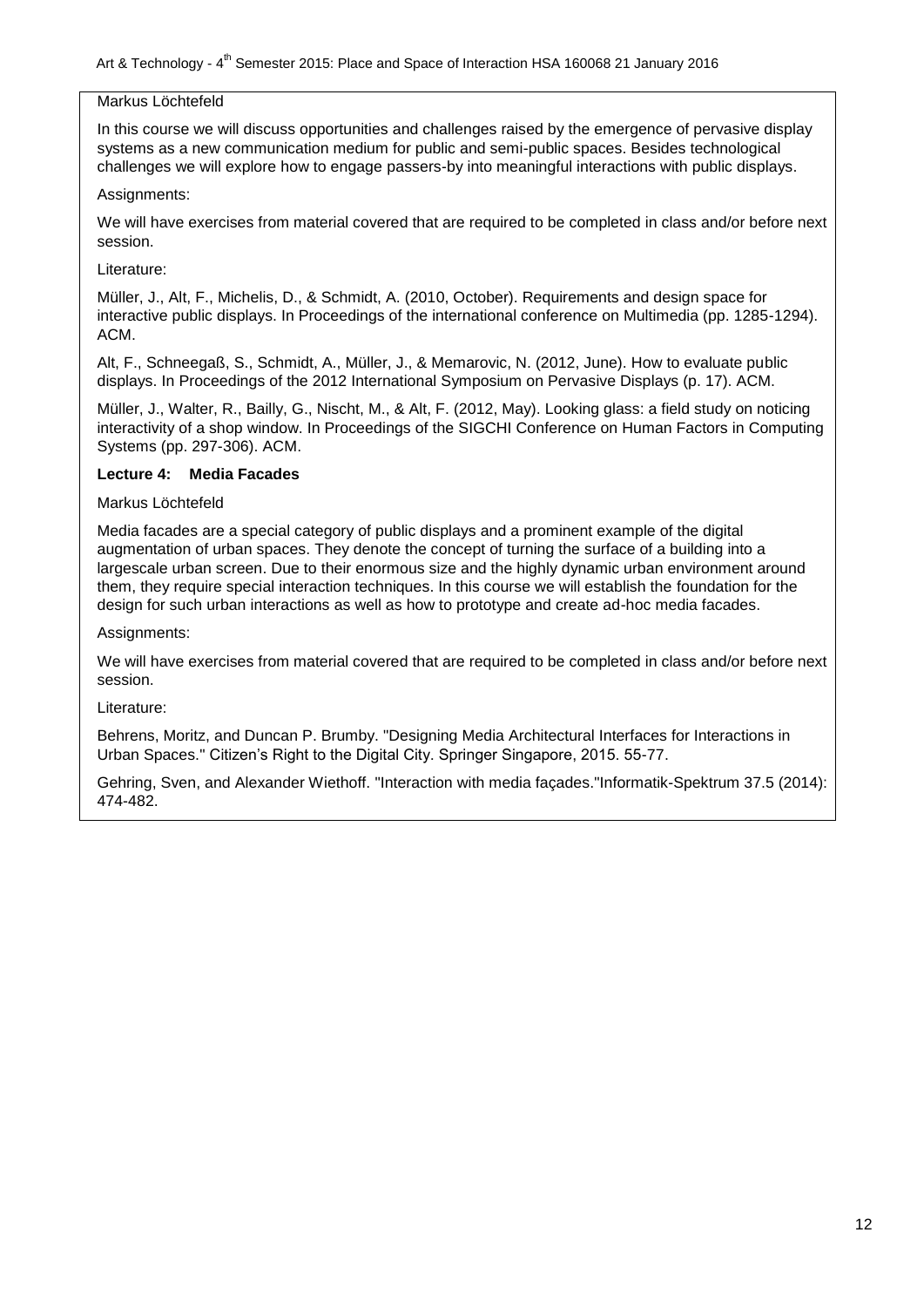Markus Löchtefeld

In this course we will discuss opportunities and challenges raised by the emergence of pervasive display systems as a new communication medium for public and semi-public spaces. Besides technological challenges we will explore how to engage passers-by into meaningful interactions with public displays.

Assignments:

We will have exercises from material covered that are required to be completed in class and/or before next session.

Literature:

Müller, J., Alt, F., Michelis, D., & Schmidt, A. (2010, October). Requirements and design space for interactive public displays. In Proceedings of the international conference on Multimedia (pp. 1285-1294). ACM.

Alt, F., Schneegaß, S., Schmidt, A., Müller, J., & Memarovic, N. (2012, June). How to evaluate public displays. In Proceedings of the 2012 International Symposium on Pervasive Displays (p. 17). ACM.

Müller, J., Walter, R., Bailly, G., Nischt, M., & Alt, F. (2012, May). Looking glass: a field study on noticing interactivity of a shop window. In Proceedings of the SIGCHI Conference on Human Factors in Computing Systems (pp. 297-306). ACM.

**Lecture 4: Media Facades**

Markus Löchtefeld

Media facades are a special category of public displays and a prominent example of the digital augmentation of urban spaces. They denote the concept of turning the surface of a building into a largescale urban screen. Due to their enormous size and the highly dynamic urban environment around them, they require special interaction techniques. In this course we will establish the foundation for the design for such urban interactions as well as how to prototype and create ad-hoc media facades.

Assignments:

We will have exercises from material covered that are required to be completed in class and/or before next session.

Literature:

Behrens, Moritz, and Duncan P. Brumby. "Designing Media Architectural Interfaces for Interactions in Urban Spaces." Citizen's Right to the Digital City. Springer Singapore, 2015. 55-77.

Gehring, Sven, and Alexander Wiethoff. "Interaction with media façades."Informatik-Spektrum 37.5 (2014): 474-482.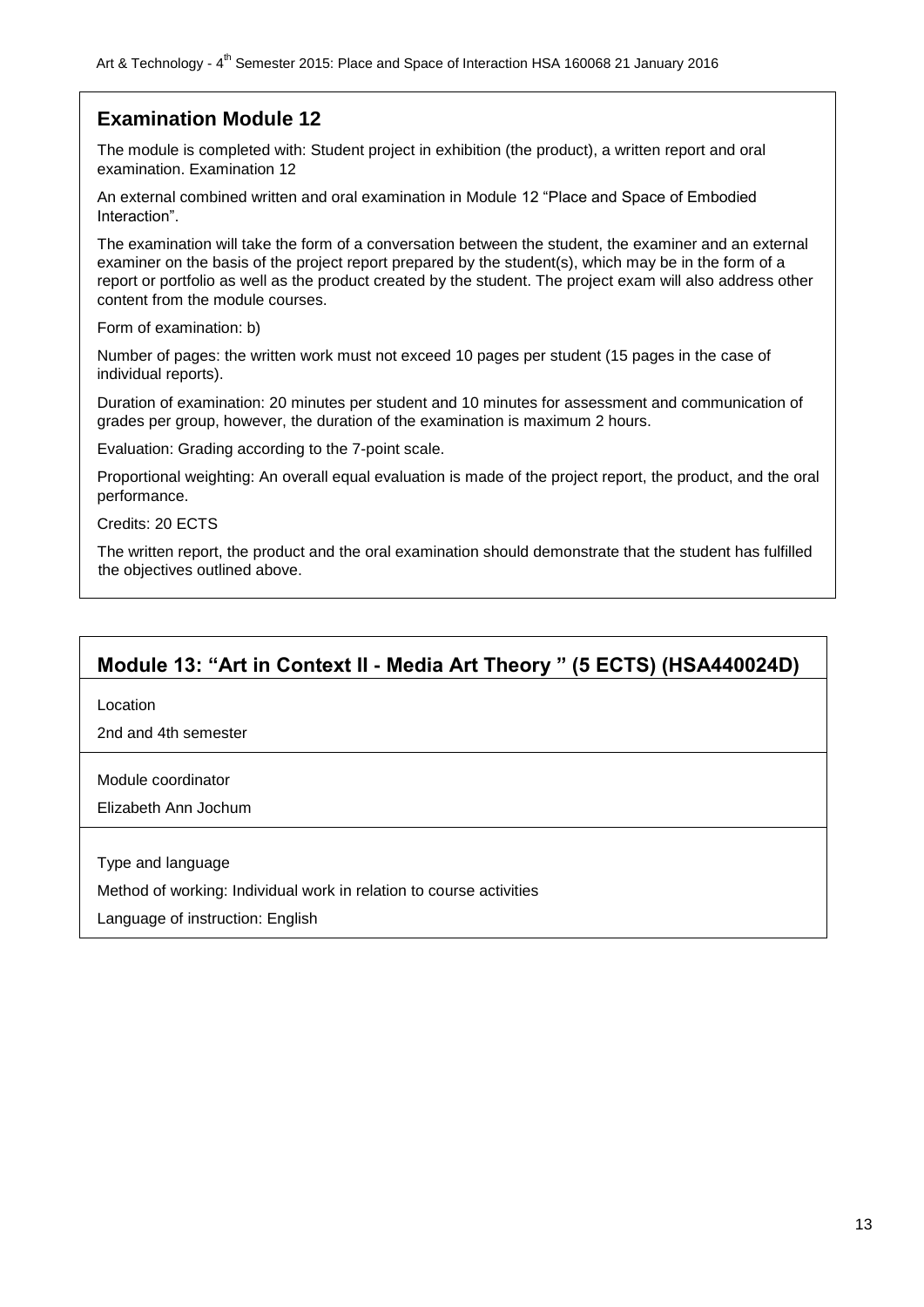## Examination Module 12

The module is completed with: Student project in exhibition (the product), a written report and oral examination. Examination 12

An external combined written and oral examination in Module 12 "Place and Space of Embodied Interaction".

The examination will take the form of a conversation between the student, the examiner and an external examiner on the basis of the project report prepared by the student(s), which may be in the form of a report or portfolio as well as the product created by the student. The project exam will also address other content from the module courses.

Form of examination: b)

Number of pages: the written work must not exceed 10 pages per student (15 pages in the case of individual reports).

Duration of examination: 20 minutes per student and 10 minutes for assessment and communication of grades per group, however, the duration of the examination is maximum 2 hours.

Evaluation: Grading according to the 7-point scale.

Proportional weighting: An overall equal evaluation is made of the project report, the product, and the oral performance.

Credits: 20 ECTS

The written report, the product and the oral examination should demonstrate that the student has fulfilled the objectives outlined above.

## Module 13: "Art in Context II - Media Art Theory " (5 ECTS) (HSA440024D)

Location

2nd and 4th semester

Module coordinator

Elizabeth Ann Jochum

Type and language

Method of working: Individual work in relation to course activities

Language of instruction: English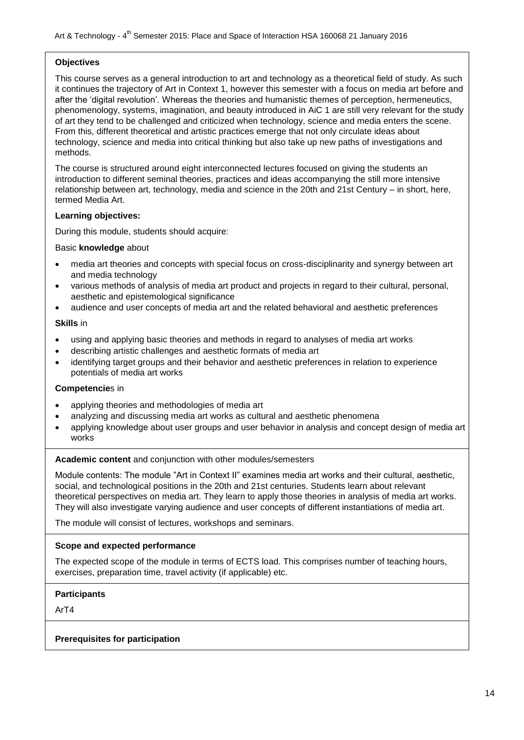**Objectives**

This course serves as a general introduction to art and technology as a theoretical field of study. As such it continues the trajectory of Art in Context 1, however this semester with a focus on media art before and after the 'digital revolution'. Whereas the theories and humanistic themes of perception, hermeneutics, phenomenology, systems, imagination, and beauty introduced in AiC 1 are still very relevant for the study of art they tend to be challenged and criticized when technology, science and media enters the scene. From this, different theoretical and artistic practices emerge that not only circulate ideas about technology, science and media into critical thinking but also take up new paths of investigations and methods.

The course is structured around eight interconnected lectures focused on giving the students an introduction to different seminal theories, practices and ideas accompanying the still more intensive relationship between art, technology, media and science in the 20th and 21st Century – in short, here, termed Media Art.

**Learning objectives:**

During this module, students should acquire:

Basic **knowledge** about

- media art theories and concepts with special focus on cross-disciplinarity and synergy between art and media technology
- various methods of analysis of media art product and projects in regard to their cultural, personal, aesthetic and epistemological significance
- audience and user concepts of media art and the related behavioral and aesthetic preferences

**Skills** in

- using and applying basic theories and methods in regard to analyses of media art works
- describing artistic challenges and aesthetic formats of media art
- identifying target groups and their behavior and aesthetic preferences in relation to experience potentials of media art works

**Competencie**s in

- applying theories and methodologies of media art
- analyzing and discussing media art works as cultural and aesthetic phenomena
- applying knowledge about user groups and user behavior in analysis and concept design of media art works

**Academic content** and conjunction with other modules/semesters

Module contents: The module "Art in Context II" examines media art works and their cultural, aesthetic, social, and technological positions in the 20th and 21st centuries. Students learn about relevant theoretical perspectives on media art. They learn to apply those theories in analysis of media art works. They will also investigate varying audience and user concepts of different instantiations of media art.

The module will consist of lectures, workshops and seminars.

**Scope and expected performance**

The expected scope of the module in terms of ECTS load. This comprises number of teaching hours, exercises, preparation time, travel activity (if applicable) etc.

**Participants**

ArT4

**Prerequisites for participation**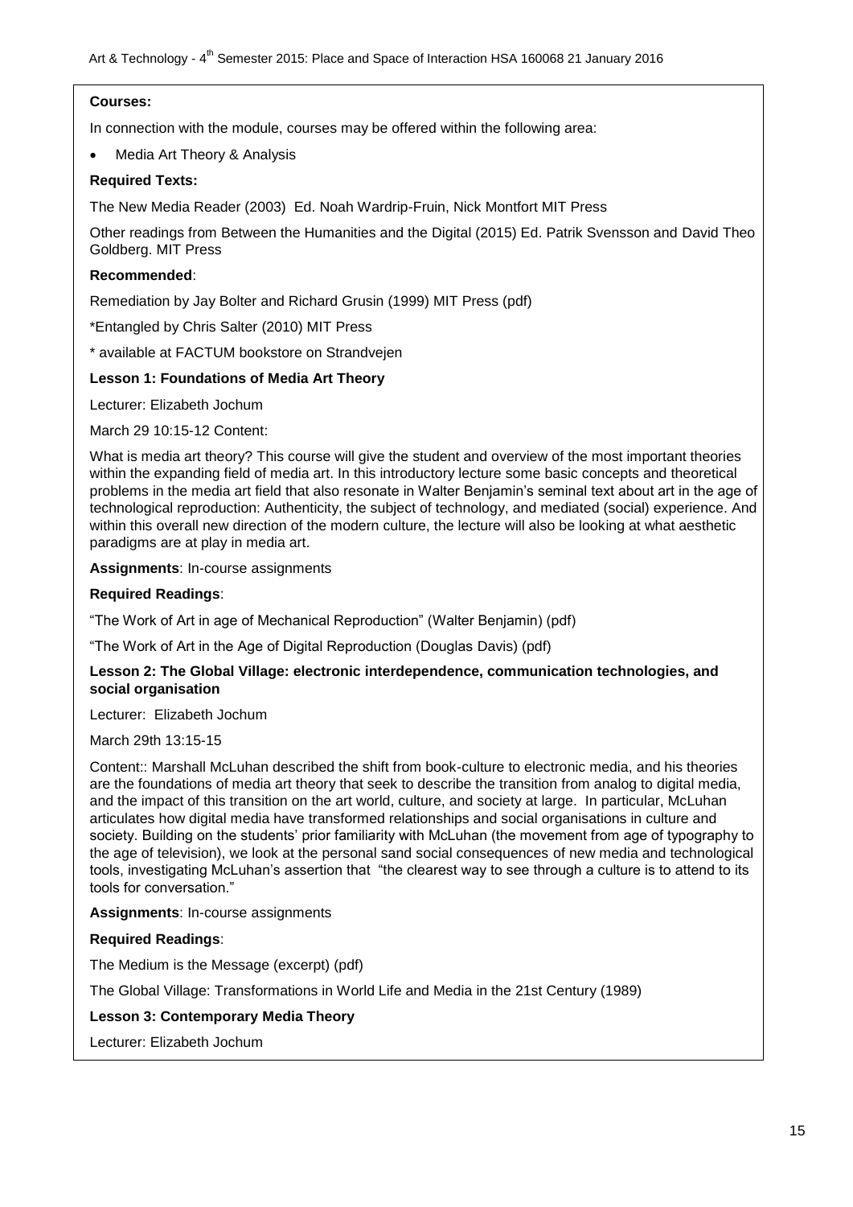**Courses:**

In connection with the module, courses may be offered within the following area:

- Media Art Theory & Analysis

**Required Texts:**

The New Media Reader (2003) Ed. Noah Wardrip-Fruin, Nick Montfort MIT Press

Other readings from Between the Humanities and the Digital (2015) Ed. Patrik Svensson and David Theo Goldberg. MIT Press

**Recommended**:

Remediation by Jay Bolter and Richard Grusin (1999) MIT Press (pdf)

*Entangled by Chris Salter (2010) MIT Press

* available at FACTUM bookstore on Strandvejen

**Lesson 1: Foundations of Media Art Theory**

Lecturer: Elizabeth Jochum

March 29 10:15-12 Content:

What is media art theory? This course will give the student and overview of the most important theories within the expanding field of media art. In this introductory lecture some basic concepts and theoretical problems in the media art field that also resonate in Walter Benjamin's seminal text about art in the age of technological reproduction: Authenticity, the subject of technology, and mediated (social) experience. And within this overall new direction of the modern culture, the lecture will also be looking at what aesthetic paradigms are at play in media art.

**Assignments**: In-course assignments

**Required Readings**:

"The Work of Art in age of Mechanical Reproduction" (Walter Benjamin) (pdf)

"The Work of Art in the Age of Digital Reproduction (Douglas Davis) (pdf)

**Lesson 2: The Global Village: electronic interdependence, communication technologies, and social organisation**

Lecturer: Elizabeth Jochum

March 29th 13:15-15

Content:: Marshall McLuhan described the shift from book-culture to electronic media, and his theories are the foundations of media art theory that seek to describe the transition from analog to digital media, and the impact of this transition on the art world, culture, and society at large. In particular, McLuhan articulates how digital media have transformed relationships and social organisations in culture and society. Building on the students' prior familiarity with McLuhan (the movement from age of typography to the age of television), we look at the personal sand social consequences of new media and technological tools, investigating McLuhan's assertion that "the clearest way to see through a culture is to attend to its tools for conversation."

**Assignments**: In-course assignments

**Required Readings**:

The Medium is the Message (excerpt) (pdf)

The Global Village: Transformations in World Life and Media in the 21st Century (1989)

**Lesson 3: Contemporary Media Theory**

Lecturer: Elizabeth Jochum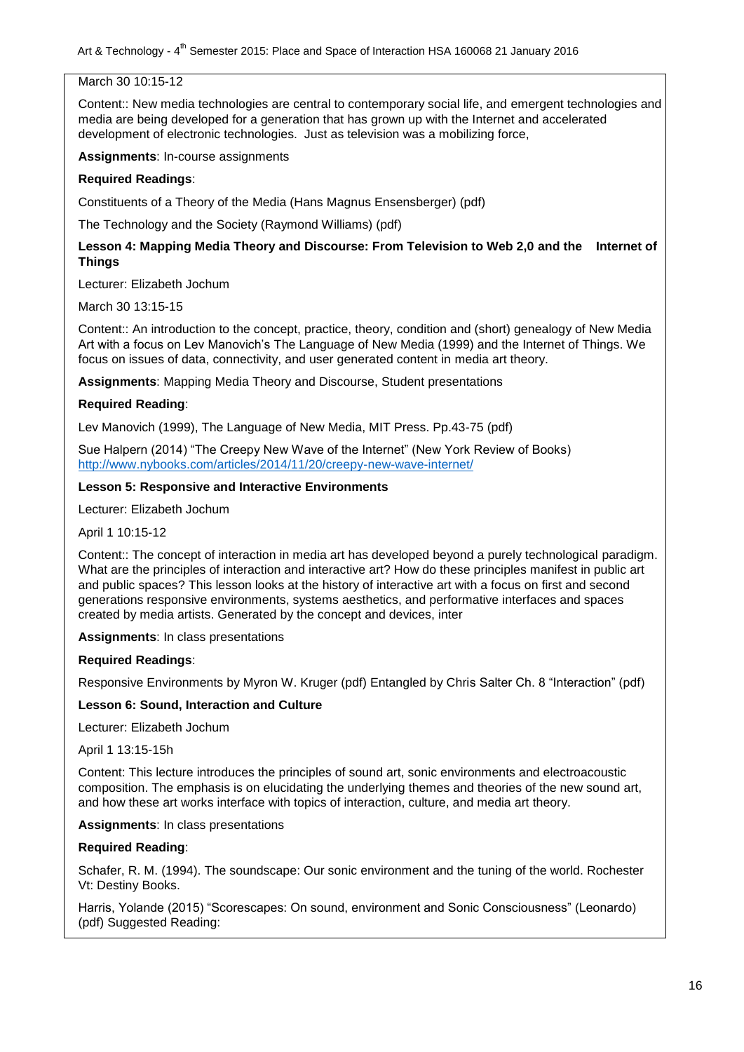March 30 10:15-12

Content:: New media technologies are central to contemporary social life, and emergent technologies and media are being developed for a generation that has grown up with the Internet and accelerated development of electronic technologies. Just as television was a mobilizing force,

**Assignments**: In-course assignments

**Required Readings**:

Constituents of a Theory of the Media (Hans Magnus Ensensberger) (pdf)

The Technology and the Society (Raymond Williams) (pdf)

**Lesson 4: Mapping Media Theory and Discourse: From Television to Web 2,0 and the Internet of Things**

Lecturer: Elizabeth Jochum

March 30 13:15-15

Content:: An introduction to the concept, practice, theory, condition and (short) genealogy of New Media Art with a focus on Lev Manovich's The Language of New Media (1999) and the Internet of Things. We focus on issues of data, connectivity, and user generated content in media art theory.

**Assignments**: Mapping Media Theory and Discourse, Student presentations

**Required Reading**:

Lev Manovich (1999), The Language of New Media, MIT Press. Pp.43-75 (pdf)

Sue Halpern (2014) "The Creepy New Wave of the Internet" (New York Review of Books) http://www.nybooks.com/articles/2014/11/20/creepy-new-wave-internet/

**Lesson 5: Responsive and Interactive Environments**

Lecturer: Elizabeth Jochum

April 1 10:15-12

Content:: The concept of interaction in media art has developed beyond a purely technological paradigm. What are the principles of interaction and interactive art? How do these principles manifest in public art and public spaces? This lesson looks at the history of interactive art with a focus on first and second generations responsive environments, systems aesthetics, and performative interfaces and spaces created by media artists. Generated by the concept and devices, inter

**Assignments**: In class presentations

**Required Readings**:

Responsive Environments by Myron W. Kruger (pdf) Entangled by Chris Salter Ch. 8 "Interaction" (pdf)

**Lesson 6: Sound, Interaction and Culture**

Lecturer: Elizabeth Jochum

April 1 13:15-15h

Content: This lecture introduces the principles of sound art, sonic environments and electroacoustic composition. The emphasis is on elucidating the underlying themes and theories of the new sound art, and how these art works interface with topics of interaction, culture, and media art theory.

**Assignments**: In class presentations

**Required Reading**:

Schafer, R. M. (1994). The soundscape: Our sonic environment and the tuning of the world. Rochester Vt: Destiny Books.

Harris, Yolande (2015) "Scorescapes: On sound, environment and Sonic Consciousness" (Leonardo) (pdf) Suggested Reading: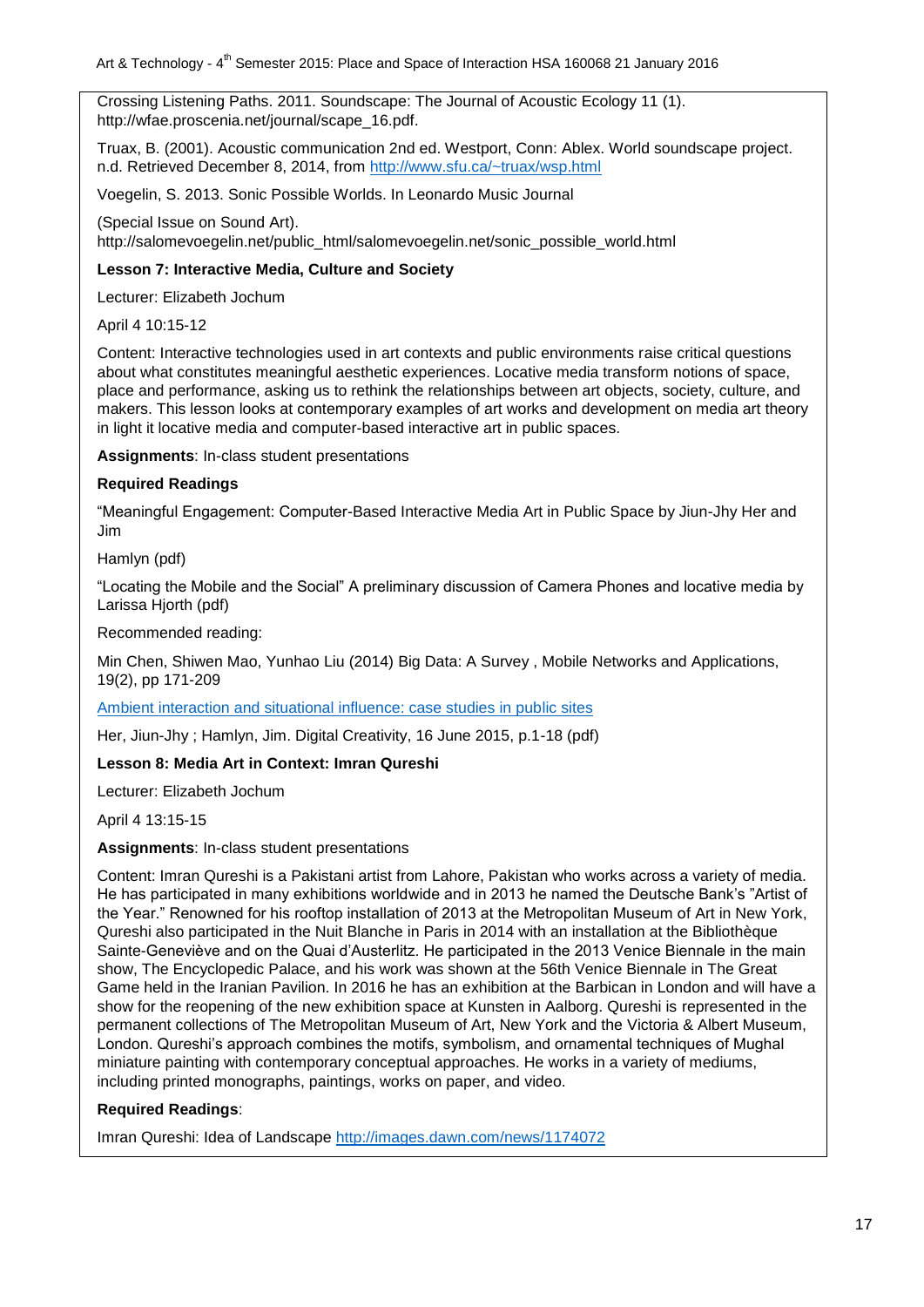Crossing Listening Paths. 2011. Soundscape: The Journal of Acoustic Ecology 11 (1). http://wfae.proscenia.net/journal/scape_16.pdf.

Truax, B. (2001). Acoustic communication 2nd ed. Westport, Conn: Ablex. World soundscape project. n.d. Retrieved December 8, 2014, from [http://www.sfu.ca/~truax/wsp.html](http://www.sfu.ca/~truax/wsp.html)

Voegelin, S. 2013. Sonic Possible Worlds. In Leonardo Music Journal

(Special Issue on Sound Art). http://salomevoegelin.net/public_html/salomevoegelin.net/sonic_possible_world.html

**Lesson 7: Interactive Media, Culture and Society**

Lecturer: Elizabeth Jochum

April 4 10:15-12

Content: Interactive technologies used in art contexts and public environments raise critical questions about what constitutes meaningful aesthetic experiences. Locative media transform notions of space, place and performance, asking us to rethink the relationships between art objects, society, culture, and makers. This lesson looks at contemporary examples of art works and development on media art theory in light it locative media and computer-based interactive art in public spaces.

**Assignments**: In-class student presentations

**Required Readings**

"Meaningful Engagement: Computer-Based Interactive Media Art in Public Space by Jiun-Jhy Her and Jim

Hamlyn (pdf)

"Locating the Mobile and the Social" A preliminary discussion of Camera Phones and locative media by Larissa Hjorth (pdf)

Recommended reading:

Min Chen, Shiwen Mao, Yunhao Liu (2014) Big Data: A Survey , Mobile Networks and Applications, 19(2), pp 171-209

Ambient interaction and situational influence: case studies in public sites

Her, Jiun-Jhy ; Hamlyn, Jim. Digital Creativity, 16 June 2015, p.1-18 (pdf)

**Lesson 8: Media Art in Context: Imran Qureshi**

Lecturer: Elizabeth Jochum

April 4 13:15-15

**Assignments**: In-class student presentations

Content: Imran Qureshi is a Pakistani artist from Lahore, Pakistan who works across a variety of media. He has participated in many exhibitions worldwide and in 2013 he named the Deutsche Bank's "Artist of the Year." Renowned for his rooftop installation of 2013 at the Metropolitan Museum of Art in New York, Qureshi also participated in the Nuit Blanche in Paris in 2014 with an installation at the Bibliothèque Sainte-Geneviève and on the Quai d'Austerlitz. He participated in the 2013 Venice Biennale in the main show, The Encyclopedic Palace, and his work was shown at the 56th Venice Biennale in The Great Game held in the Iranian Pavilion. In 2016 he has an exhibition at the Barbican in London and will have a show for the reopening of the new exhibition space at Kunsten in Aalborg. Qureshi is represented in the permanent collections of The Metropolitan Museum of Art, New York and the Victoria & Albert Museum, London. Qureshi's approach combines the motifs, symbolism, and ornamental techniques of Mughal miniature painting with contemporary conceptual approaches. He works in a variety of mediums, including printed monographs, paintings, works on paper, and video.

**Required Readings**:

Imran Qureshi: Idea of Landscape [http://images.dawn.com/news/1174072](http://images.dawn.com/news/1174072)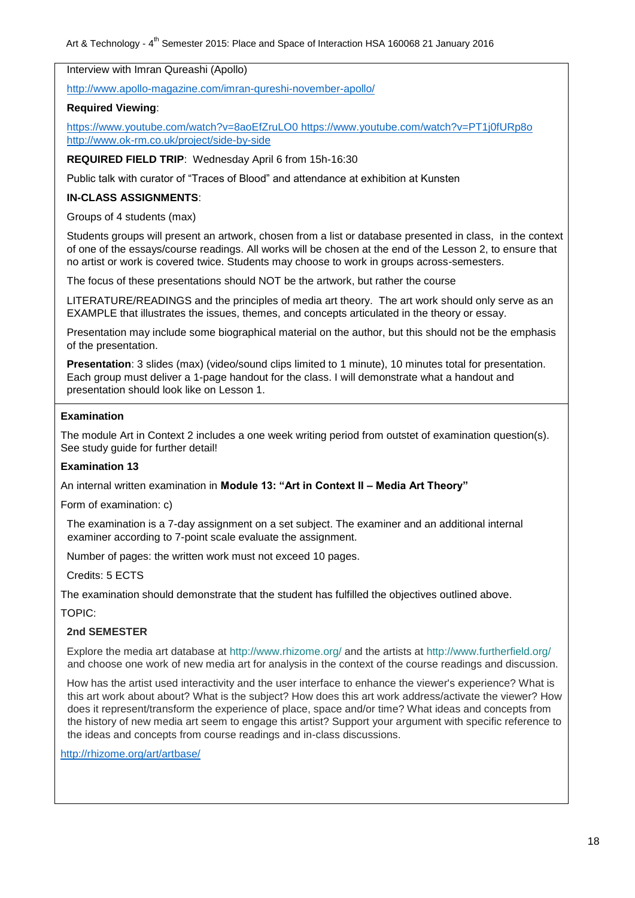Interview with Imran Qureashi (Apollo)

http://www.apollo-magazine.com/imran-qureshi-november-apollo/

**Required Viewing**:

https://www.youtube.com/watch?v=8aoEfZruLO0 https://www.youtube.com/watch?v=PT1j0fURp8o http://www.ok-rm.co.uk/project/side-by-side

**REQUIRED FIELD TRIP**: Wednesday April 6 from 15h-16:30

Public talk with curator of "Traces of Blood" and attendance at exhibition at Kunsten

**IN-CLASS ASSIGNMENTS**:

Groups of 4 students (max)

Students groups will present an artwork, chosen from a list or database presented in class, in the context of one of the essays/course readings. All works will be chosen at the end of the Lesson 2, to ensure that no artist or work is covered twice. Students may choose to work in groups across-semesters.

The focus of these presentations should NOT be the artwork, but rather the course

LITERATURE/READINGS and the principles of media art theory. The art work should only serve as an EXAMPLE that illustrates the issues, themes, and concepts articulated in the theory or essay.

Presentation may include some biographical material on the author, but this should not be the emphasis of the presentation.

**Presentation**: 3 slides (max) (video/sound clips limited to 1 minute), 10 minutes total for presentation. Each group must deliver a 1-page handout for the class. I will demonstrate what a handout and presentation should look like on Lesson 1.

**Examination**

The module Art in Context 2 includes a one week writing period from outstet of examination question(s). See study guide for further detail!

**Examination 13**

An internal written examination in **Module 13: "Art in Context II – Media Art Theory"**

Form of examination: c)

The examination is a 7-day assignment on a set subject. The examiner and an additional internal examiner according to 7-point scale evaluate the assignment.

Number of pages: the written work must not exceed 10 pages.

Credits: 5 ECTS

The examination should demonstrate that the student has fulfilled the objectives outlined above.

TOPIC:

**2nd SEMESTER**

Explore the media art database at http://www.rhizome.org/ and the artists at http://www.furtherfield.org/ and choose one work of new media art for analysis in the context of the course readings and discussion.

How has the artist used interactivity and the user interface to enhance the viewer's experience? What is this art work about about? What is the subject? How does this art work address/activate the viewer? How does it represent/transform the experience of place, space and/or time? What ideas and concepts from the history of new media art seem to engage this artist? Support your argument with specific reference to the ideas and concepts from course readings and in-class discussions.

http://rhizome.org/art/artbase/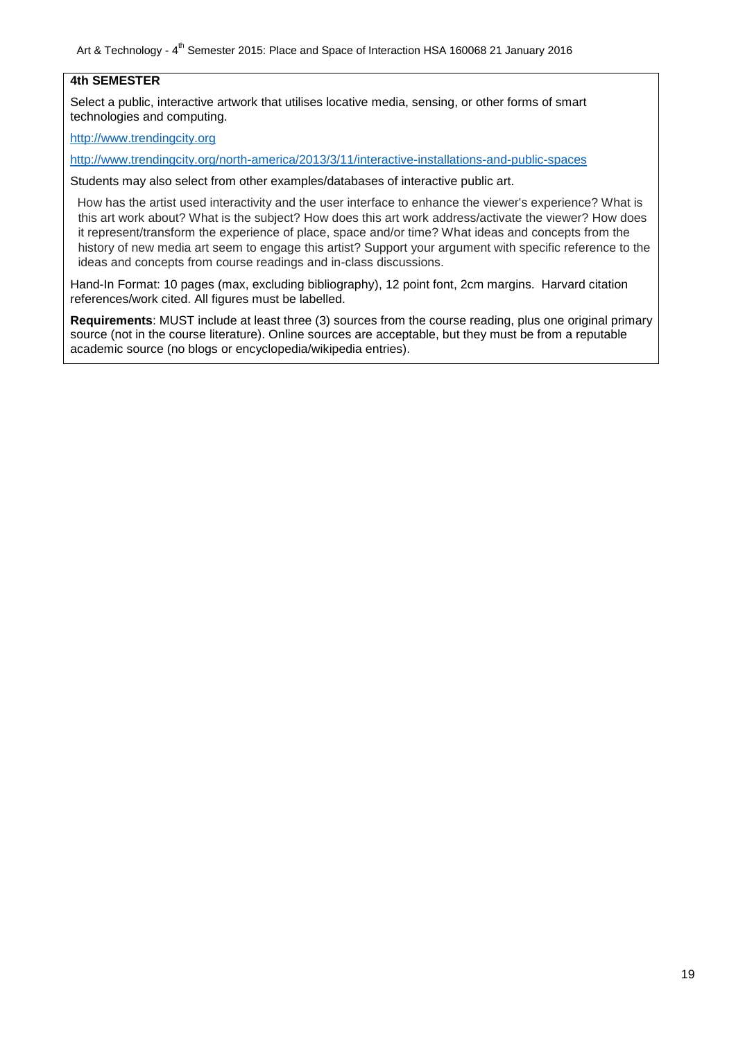**4th SEMESTER**

Select a public, interactive artwork that utilises locative media, sensing, or other forms of smart technologies and computing.

http://www.trendingcity.org

http://www.trendingcity.org/north-america/2013/3/11/interactive-installations-and-public-spaces

Students may also select from other examples/databases of interactive public art.

How has the artist used interactivity and the user interface to enhance the viewer's experience? What is this art work about? What is the subject? How does this art work address/activate the viewer? How does it represent/transform the experience of place, space and/or time? What ideas and concepts from the history of new media art seem to engage this artist? Support your argument with specific reference to the ideas and concepts from course readings and in-class discussions.

Hand-In Format: 10 pages (max, excluding bibliography), 12 point font, 2cm margins. Harvard citation references/work cited. All figures must be labelled.

**Requirements**: MUST include at least three (3) sources from the course reading, plus one original primary source (not in the course literature). Online sources are acceptable, but they must be from a reputable academic source (no blogs or encyclopedia/wikipedia entries).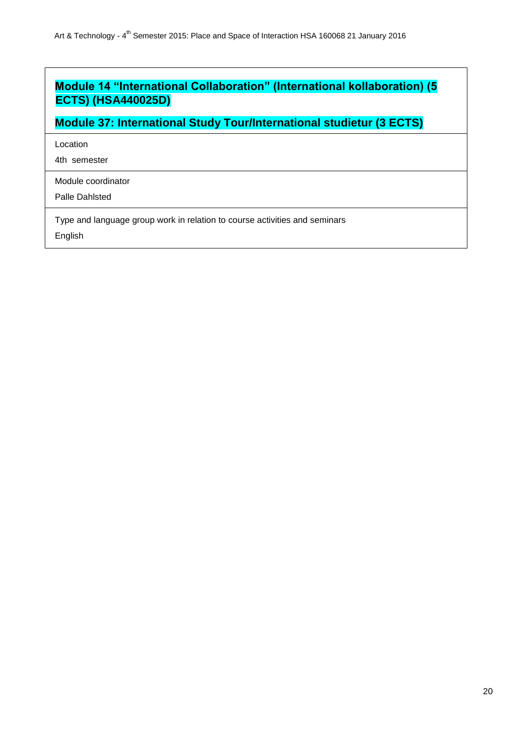## Module 14 “International Collaboration” (International kollaboration) (5 ECTS) (HSA440025D)

## Module 37: International Study Tour/International studietur (3 ECTS)

Location

4th semester

Module coordinator

Palle Dahlsted

Type and language group work in relation to course activities and seminars

English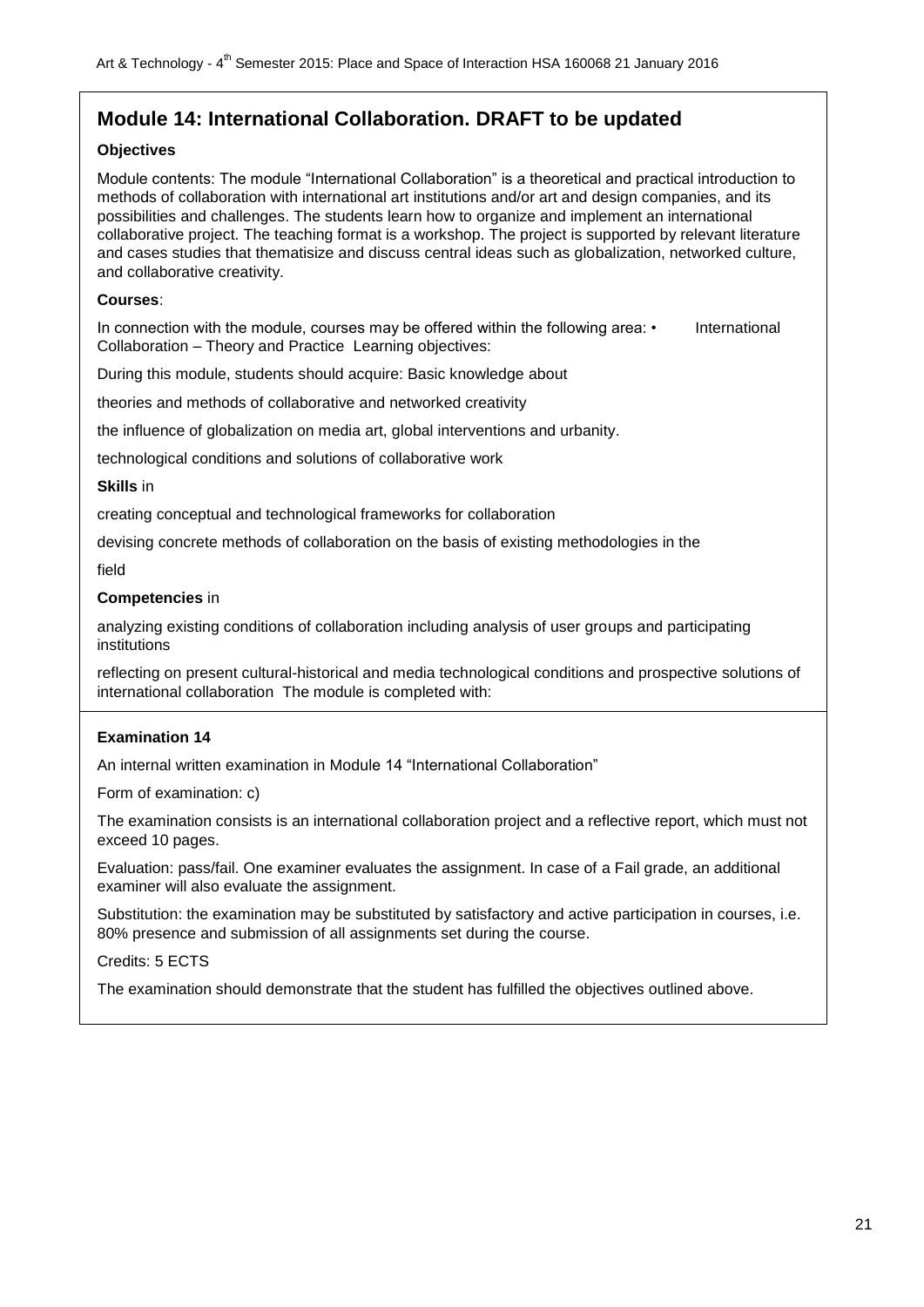## Module 14: International Collaboration. DRAFT to be updated

**Objectives**

Module contents: The module "International Collaboration" is a theoretical and practical introduction to methods of collaboration with international art institutions and/or art and design companies, and its possibilities and challenges. The students learn how to organize and implement an international collaborative project. The teaching format is a workshop. The project is supported by relevant literature and cases studies that thematisize and discuss central ideas such as globalization, networked culture, and collaborative creativity.

**Courses**:

In connection with the module, courses may be offered within the following area: • International Collaboration – Theory and Practice Learning objectives:

During this module, students should acquire: Basic knowledge about

theories and methods of collaborative and networked creativity

the influence of globalization on media art, global interventions and urbanity.

technological conditions and solutions of collaborative work

**Skills** in

creating conceptual and technological frameworks for collaboration

devising concrete methods of collaboration on the basis of existing methodologies in the

field

**Competencies** in

analyzing existing conditions of collaboration including analysis of user groups and participating institutions

reflecting on present cultural-historical and media technological conditions and prospective solutions of international collaboration The module is completed with:

**Examination 14**

An internal written examination in Module 14 "International Collaboration"

Form of examination: c)

The examination consists is an international collaboration project and a reflective report, which must not exceed 10 pages.

Evaluation: pass/fail. One examiner evaluates the assignment. In case of a Fail grade, an additional examiner will also evaluate the assignment.

Substitution: the examination may be substituted by satisfactory and active participation in courses, i.e. 80% presence and submission of all assignments set during the course.

Credits: 5 ECTS

The examination should demonstrate that the student has fulfilled the objectives outlined above.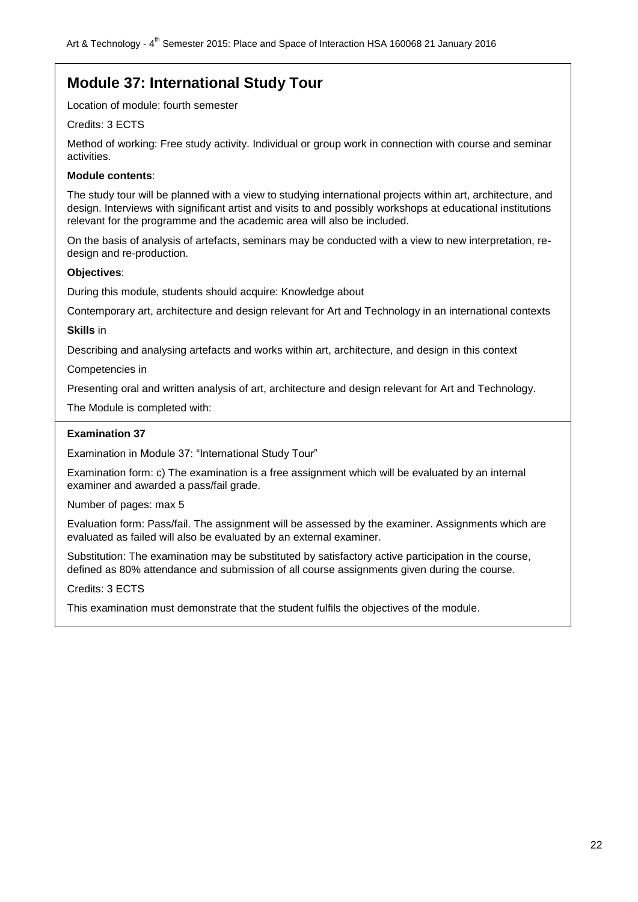## Module 37: International Study Tour

Location of module: fourth semester

Credits: 3 ECTS

Method of working: Free study activity. Individual or group work in connection with course and seminar activities.

**Module contents**:

The study tour will be planned with a view to studying international projects within art, architecture, and design. Interviews with significant artist and visits to and possibly workshops at educational institutions relevant for the programme and the academic area will also be included.

On the basis of analysis of artefacts, seminars may be conducted with a view to new interpretation, re-design and re-production.

**Objectives**:

During this module, students should acquire: Knowledge about

Contemporary art, architecture and design relevant for Art and Technology in an international contexts

**Skills** in

Describing and analysing artefacts and works within art, architecture, and design in this context

Competencies in

Presenting oral and written analysis of art, architecture and design relevant for Art and Technology.

The Module is completed with:

**Examination 37**

Examination in Module 37: "International Study Tour"

Examination form: c) The examination is a free assignment which will be evaluated by an internal examiner and awarded a pass/fail grade.

Number of pages: max 5

Evaluation form: Pass/fail. The assignment will be assessed by the examiner. Assignments which are evaluated as failed will also be evaluated by an external examiner.

Substitution: The examination may be substituted by satisfactory active participation in the course, defined as 80% attendance and submission of all course assignments given during the course.

Credits: 3 ECTS

This examination must demonstrate that the student fulfils the objectives of the module.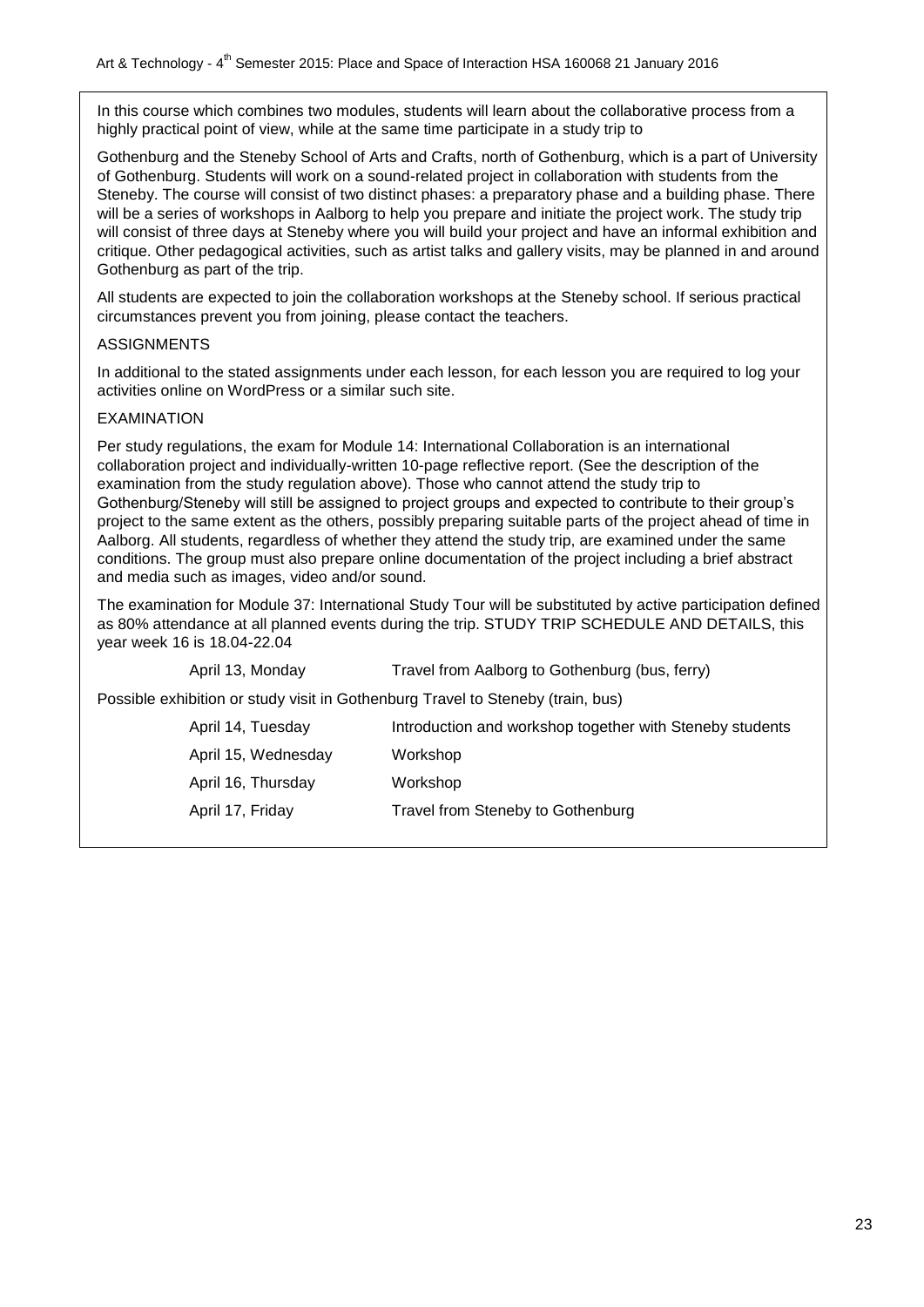In this course which combines two modules, students will learn about the collaborative process from a highly practical point of view, while at the same time participate in a study trip to

Gothenburg and the Steneby School of Arts and Crafts, north of Gothenburg, which is a part of University of Gothenburg. Students will work on a sound-related project in collaboration with students from the Steneby. The course will consist of two distinct phases: a preparatory phase and a building phase. There will be a series of workshops in Aalborg to help you prepare and initiate the project work. The study trip will consist of three days at Steneby where you will build your project and have an informal exhibition and critique. Other pedagogical activities, such as artist talks and gallery visits, may be planned in and around Gothenburg as part of the trip.

All students are expected to join the collaboration workshops at the Steneby school. If serious practical circumstances prevent you from joining, please contact the teachers.

ASSIGNMENTS

In additional to the stated assignments under each lesson, for each lesson you are required to log your activities online on WordPress or a similar such site.

EXAMINATION

Per study regulations, the exam for Module 14: International Collaboration is an international collaboration project and individually-written 10-page reflective report. (See the description of the examination from the study regulation above). Those who cannot attend the study trip to Gothenburg/Steneby will still be assigned to project groups and expected to contribute to their group's project to the same extent as the others, possibly preparing suitable parts of the project ahead of time in Aalborg. All students, regardless of whether they attend the study trip, are examined under the same conditions. The group must also prepare online documentation of the project including a brief abstract and media such as images, video and/or sound.

The examination for Module 37: International Study Tour will be substituted by active participation defined as 80% attendance at all planned events during the trip. STUDY TRIP SCHEDULE AND DETAILS, this year week 16 is 18.04-22.04

April 13, Monday — Travel from Aalborg to Gothenburg (bus, ferry)

Possible exhibition or study visit in Gothenburg Travel to Steneby (train, bus)

April 14, Tuesday — Introduction and workshop together with Steneby students

April 15, Wednesday — Workshop

April 16, Thursday — Workshop

April 17, Friday — Travel from Steneby to Gothenburg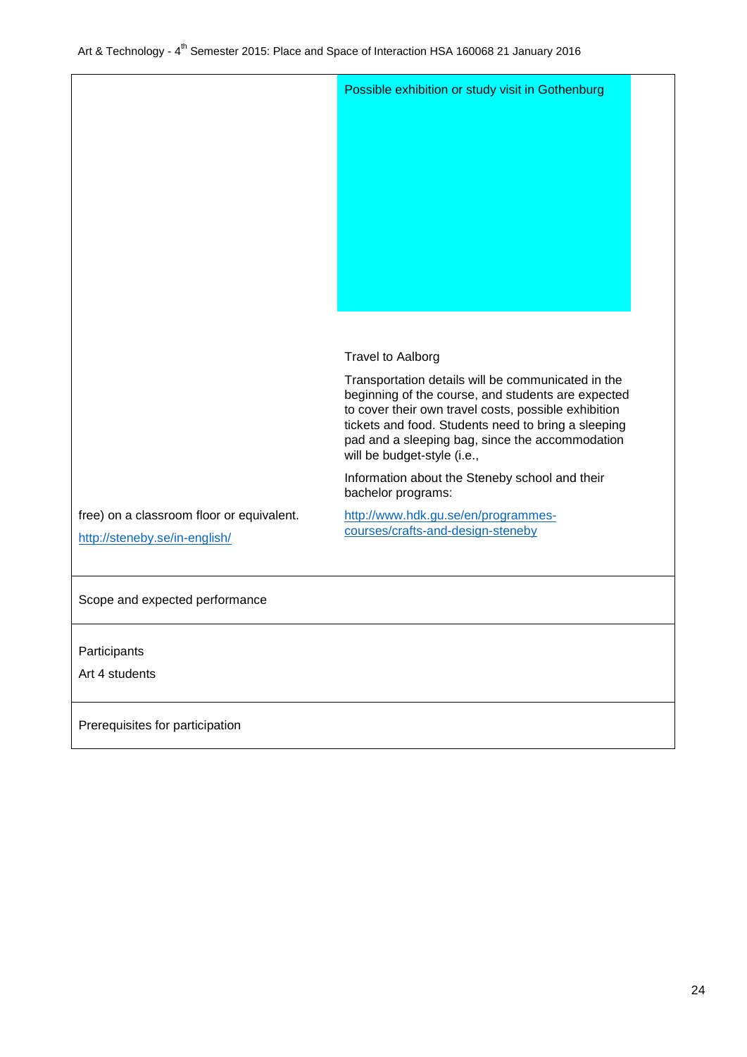| | |
|---|---|
| free) on a classroom floor or equivalent.<br><br>http://steneby.se/in-english/ | Possible exhibition or study visit in Gothenburg<br><br>Travel to Aalborg<br><br>Transportation details will be communicated in the beginning of the course, and students are expected to cover their own travel costs, possible exhibition tickets and food. Students need to bring a sleeping pad and a sleeping bag, since the accommodation will be budget-style (i.e.,<br><br>Information about the Steneby school and their bachelor programs:<br><br>http://www.hdk.gu.se/en/programmes-courses/crafts-and-design-steneby |
| Scope and expected performance | |
| Participants<br><br>Art 4 students | |
| Prerequisites for participation | |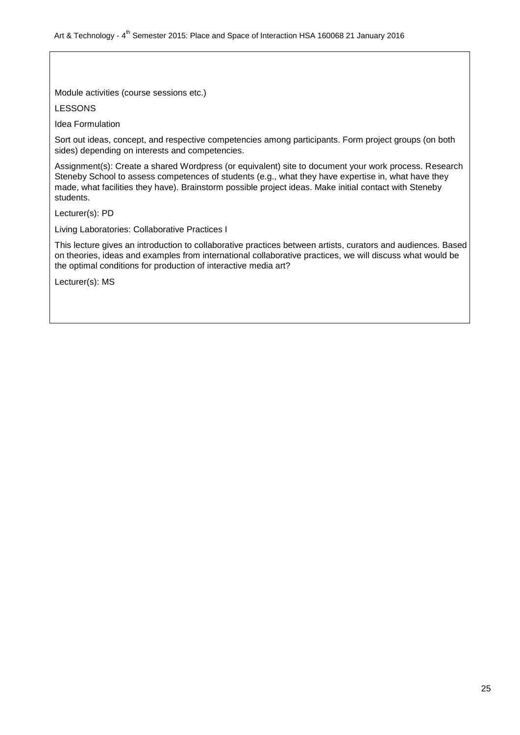Module activities (course sessions etc.)

LESSONS

Idea Formulation

Sort out ideas, concept, and respective competencies among participants. Form project groups (on both sides) depending on interests and competencies.

Assignment(s): Create a shared Wordpress (or equivalent) site to document your work process. Research Steneby School to assess competences of students (e.g., what they have expertise in, what have they made, what facilities they have). Brainstorm possible project ideas. Make initial contact with Steneby students.

Lecturer(s): PD

Living Laboratories: Collaborative Practices I

This lecture gives an introduction to collaborative practices between artists, curators and audiences. Based on theories, ideas and examples from international collaborative practices, we will discuss what would be the optimal conditions for production of interactive media art?

Lecturer(s): MS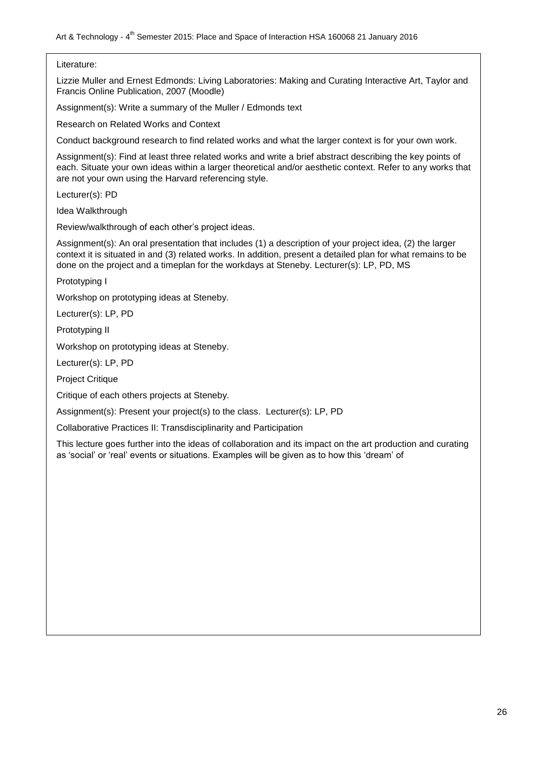Literature:

Lizzie Muller and Ernest Edmonds: Living Laboratories: Making and Curating Interactive Art, Taylor and Francis Online Publication, 2007 (Moodle)

Assignment(s): Write a summary of the Muller / Edmonds text

Research on Related Works and Context

Conduct background research to find related works and what the larger context is for your own work.

Assignment(s): Find at least three related works and write a brief abstract describing the key points of each. Situate your own ideas within a larger theoretical and/or aesthetic context. Refer to any works that are not your own using the Harvard referencing style.

Lecturer(s): PD

Idea Walkthrough

Review/walkthrough of each other's project ideas.

Assignment(s): An oral presentation that includes (1) a description of your project idea, (2) the larger context it is situated in and (3) related works. In addition, present a detailed plan for what remains to be done on the project and a timeplan for the workdays at Steneby. Lecturer(s): LP, PD, MS

Prototyping I

Workshop on prototyping ideas at Steneby.

Lecturer(s): LP, PD

Prototyping II

Workshop on prototyping ideas at Steneby.

Lecturer(s): LP, PD

Project Critique

Critique of each others projects at Steneby.

Assignment(s): Present your project(s) to the class. Lecturer(s): LP, PD

Collaborative Practices II: Transdisciplinarity and Participation

This lecture goes further into the ideas of collaboration and its impact on the art production and curating as 'social' or 'real' events or situations. Examples will be given as to how this 'dream' of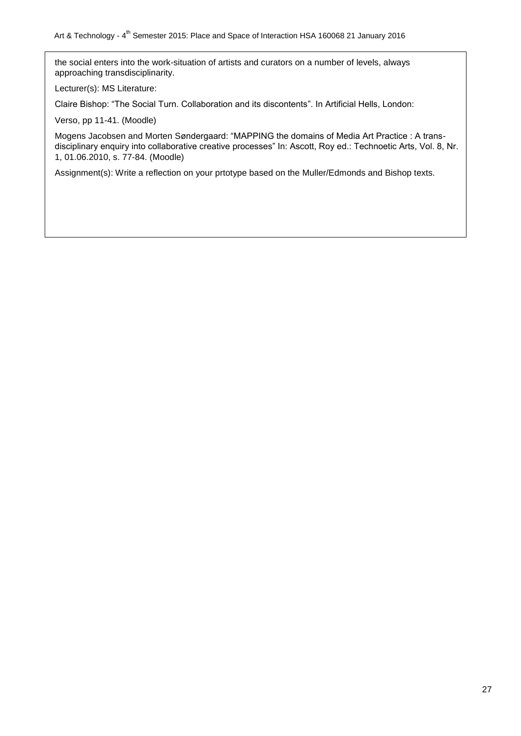the social enters into the work-situation of artists and curators on a number of levels, always approaching transdisciplinarity.

Lecturer(s): MS Literature:

Claire Bishop: “The Social Turn. Collaboration and its discontents”. In Artificial Hells, London:

Verso, pp 11-41. (Moodle)

Mogens Jacobsen and Morten Søndergaard: “MAPPING the domains of Media Art Practice : A trans-disciplinary enquiry into collaborative creative processes” In: Ascott, Roy ed.: Technoetic Arts, Vol. 8, Nr. 1, 01.06.2010, s. 77-84. (Moodle)

Assignment(s): Write a reflection on your prtotype based on the Muller/Edmonds and Bishop texts.